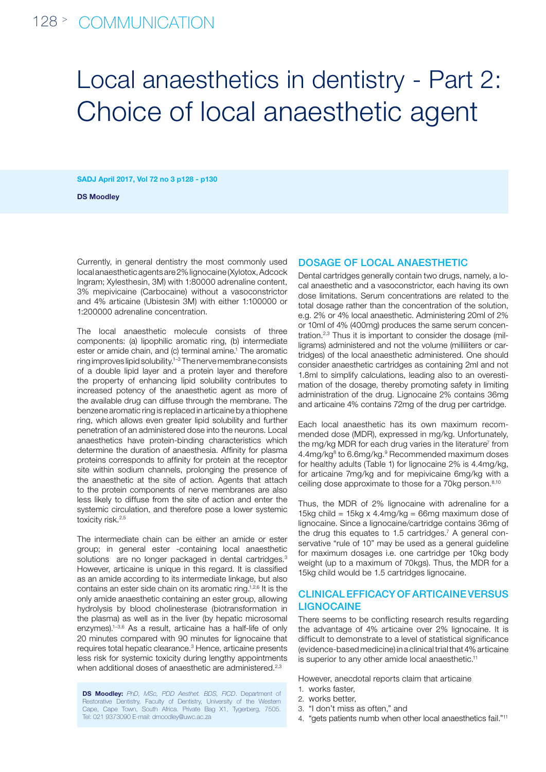# Local anaesthetics in dentistry - Part 2: Choice of local anaesthetic agent

**DS Moodley**

Currently, in general dentistry the most commonly used local anaesthetic agents are 2% lignocaine (Xylotox, Adcock Ingram; Xylesthesin, 3M) with 1:80000 adrenaline content, 3% mepivicaine (Carbocaine) without a vasoconstrictor and 4% articaine (Ubistesin 3M) with either 1:100000 or 1:200000 adrenaline concentration.

The local anaesthetic molecule consists of three components: (a) lipophilic aromatic ring, (b) intermediate ester or amide chain, and (c) terminal amine.[1] The aromatic ring improves lipid solubility.[1–3] The nerve membrane consists of a double lipid layer and a protein layer and therefore the property of enhancing lipid solubility contributes to increased potency of the anaesthetic agent as more of the available drug can diffuse through the membrane. The benzene aromatic ring is replaced in articaine by a thiophene ring, which allows even greater lipid solubility and further penetration of an administered dose into the neurons. Local anaesthetics have protein-binding characteristics which determine the duration of anaesthesia. Affinity for plasma proteins corresponds to affinity for protein at the receptor site within sodium channels, prolonging the presence of the anaesthetic at the site of action. Agents that attach to the protein components of nerve membranes are also less likely to diffuse from the site of action and enter the systemic circulation, and therefore pose a lower systemic toxicity risk.[2,5]

The intermediate chain can be either an amide or ester group; in general ester -containing local anaesthetic solutions are no longer packaged in dental cartridges.[3] However, articaine is unique in this regard. It is classified as an amide according to its intermediate linkage, but also contains an ester side chain on its aromatic ring.[1,2,6] It is the only amide anaesthetic containing an ester group, allowing hydrolysis by blood cholinesterase (biotransformation in the plasma) as well as in the liver (by hepatic microsomal enzymes).[1–3,6] As a result, articaine has a half-life of only 20 minutes compared with 90 minutes for lignocaine that requires total hepatic clearance.[3] Hence, articaine presents less risk for systemic toxicity during lengthy appointments when additional doses of anaesthetic are administered.[2,3]

**DS Moodley:** *PhD, MSc, PDD Aesthet. BDS, FICD.* Department of Restorative Dentistry, Faculty of Dentistry, University of the Western Cape, Cape Town, South Africa. Private Bag X1, Tygerberg, 7505. Tel: 021 9373090 E-mail: dmoodley@uwc.ac.za

## DOSAGE OF LOCAL ANAESTHETIC

Dental cartridges generally contain two drugs, namely, a local anaesthetic and a vasoconstrictor, each having its own dose limitations. Serum concentrations are related to the total dosage rather than the concentration of the solution, e.g. 2% or 4% local anaesthetic. Administering 20ml of 2% or 10ml of 4% (400mg) produces the same serum concentration.[2,3] Thus it is important to consider the dosage (milligrams) administered and not the volume (milliliters or cartridges) of the local anaesthetic administered. One should consider anaesthetic cartridges as containing 2ml and not 1.8ml to simplify calculations, leading also to an overestimation of the dosage, thereby promoting safety in limiting administration of the drug. Lignocaine 2% contains 36mg and articaine 4% contains 72mg of the drug per cartridge.

Each local anaesthetic has its own maximum recommended dose (MDR), expressed in mg/kg. Unfortunately, the mg/kg MDR for each drug varies in the literature[7] from 4.4mg/kg[8] to 6.6mg/kg.[9] Recommended maximum doses for healthy adults (Table 1) for lignocaine 2% is 4.4mg/kg, for articaine 7mg/kg and for mepivicaine 6mg/kg with a ceiling dose approximate to those for a 70kg person.[8,10]

Thus, the MDR of 2% lignocaine with adrenaline for a 15kg child = 15kg x 4.4mg/kg = 66mg maximum dose of lignocaine. Since a lignocaine/cartridge contains 36mg of the drug this equates to 1.5 cartridges.[7] A general conservative "rule of 10" may be used as a general guideline for maximum dosages i.e. one cartridge per 10kg body weight (up to a maximum of 70kgs). Thus, the MDR for a 15kg child would be 1.5 cartridges lignocaine.

## CLINICAL EFFICACY OF ARTICAINE VERSUS LIGNOCAINE

There seems to be conflicting research results regarding the advantage of 4% articaine over 2% lignocaine. It is difficult to demonstrate to a level of statistical significance (evidence-based medicine) in a clinical trial that 4% articaine is superior to any other amide local anaesthetic.[11]

However, anecdotal reports claim that articaine

1. works faster,
2. works better,
3. "I don't miss as often," and
4. "gets patients numb when other local anaesthetics fail."[11]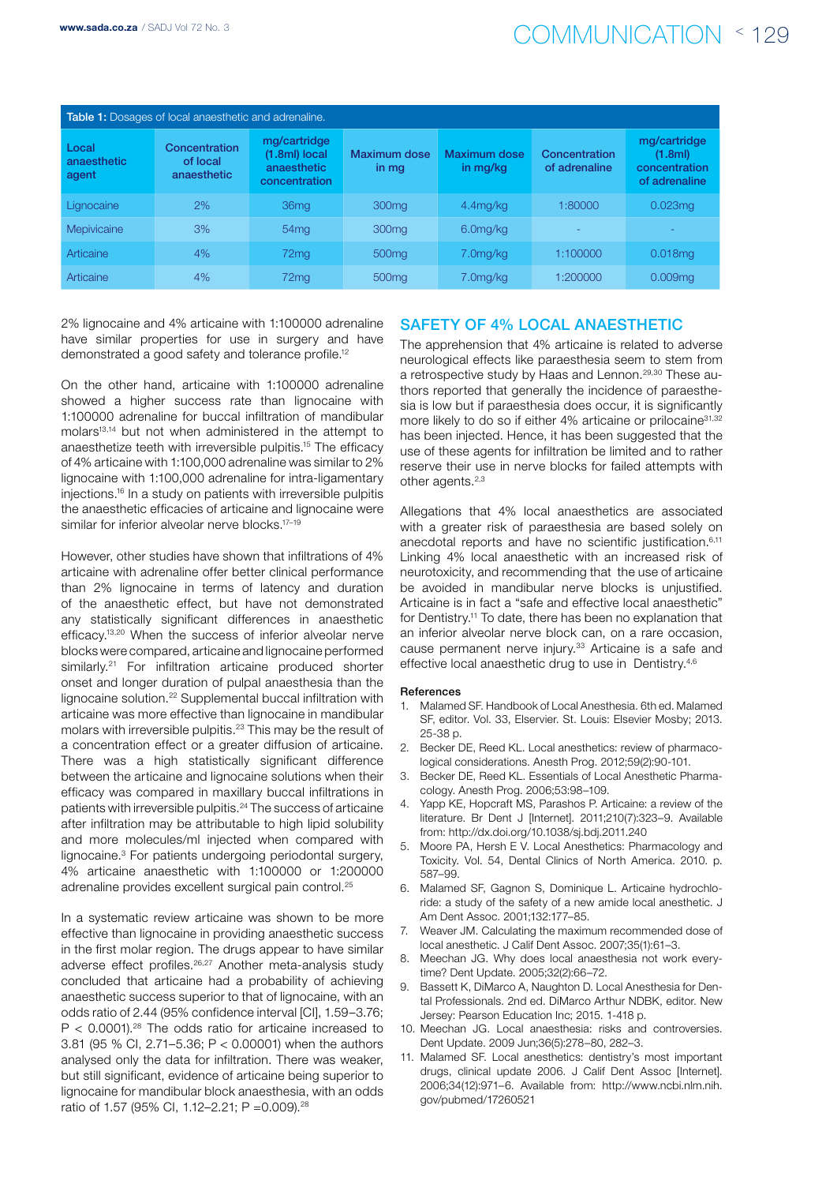**Table 1:** Dosages of local anaesthetic and adrenaline.

| Local anaesthetic agent | Concentration of local anaesthetic | mg/cartridge (1.8ml) local anaesthetic concentration | Maximum dose in mg | Maximum dose in mg/kg | Concentration of adrenaline | mg/cartridge (1.8ml) concentration of adrenaline |
|---|---|---|---|---|---|---|
| Lignocaine | 2% | 36mg | 300mg | 4.4mg/kg | 1:80000 | 0.023mg |
| Mepivicaine | 3% | 54mg | 300mg | 6.0mg/kg | - | - |
| Articaine | 4% | 72mg | 500mg | 7.0mg/kg | 1:100000 | 0.018mg |
| Articaine | 4% | 72mg | 500mg | 7.0mg/kg | 1:200000 | 0.009mg |

2% lignocaine and 4% articaine with 1:100000 adrenaline have similar properties for use in surgery and have demonstrated a good safety and tolerance profile.[12]

On the other hand, articaine with 1:100000 adrenaline showed a higher success rate than lignocaine with 1:100000 adrenaline for buccal infiltration of mandibular molars[13,14] but not when administered in the attempt to anaesthetize teeth with irreversible pulpitis.[15] The efficacy of 4% articaine with 1:100,000 adrenaline was similar to 2% lignocaine with 1:100,000 adrenaline for intra-ligamentary injections.[16] In a study on patients with irreversible pulpitis the anaesthetic efficacies of articaine and lignocaine were similar for inferior alveolar nerve blocks.[17–19]

However, other studies have shown that infiltrations of 4% articaine with adrenaline offer better clinical performance than 2% lignocaine in terms of latency and duration of the anaesthetic effect, but have not demonstrated any statistically significant differences in anaesthetic efficacy.[13,20] When the success of inferior alveolar nerve blocks were compared, articaine and lignocaine performed similarly.[21] For infiltration articaine produced shorter onset and longer duration of pulpal anaesthesia than the lignocaine solution.[22] Supplemental buccal infiltration with articaine was more effective than lignocaine in mandibular molars with irreversible pulpitis.[23] This may be the result of a concentration effect or a greater diffusion of articaine. There was a high statistically significant difference between the articaine and lignocaine solutions when their efficacy was compared in maxillary buccal infiltrations in patients with irreversible pulpitis.[24] The success of articaine after infiltration may be attributable to high lipid solubility and more molecules/ml injected when compared with lignocaine.[3] For patients undergoing periodontal surgery, 4% articaine anaesthetic with 1:100000 or 1:200000 adrenaline provides excellent surgical pain control.[25]

In a systematic review articaine was shown to be more effective than lignocaine in providing anaesthetic success in the first molar region. The drugs appear to have similar adverse effect profiles.[26,27] Another meta-analysis study concluded that articaine had a probability of achieving anaesthetic success superior to that of lignocaine, with an odds ratio of 2.44 (95% confidence interval [CI], 1.59–3.76; $P < 0.0001$).[28] The odds ratio for articaine increased to 3.81 (95 % CI, 2.71–5.36; $P < 0.00001$) when the authors analysed only the data for infiltration. There was weaker, but still significant, evidence of articaine being superior to lignocaine for mandibular block anaesthesia, with an odds ratio of 1.57 (95% CI, 1.12–2.21; $P = 0.009$).[28]

## SAFETY OF 4% LOCAL ANAESTHETIC

The apprehension that 4% articaine is related to adverse neurological effects like paraesthesia seem to stem from a retrospective study by Haas and Lennon.[29,30] These authors reported that generally the incidence of paraesthesia is low but if paraesthesia does occur, it is significantly more likely to do so if either 4% articaine or prilocaine[31,32] has been injected. Hence, it has been suggested that the use of these agents for infiltration be limited and to rather reserve their use in nerve blocks for failed attempts with other agents.[2,3]

Allegations that 4% local anaesthetics are associated with a greater risk of paraesthesia are based solely on anecdotal reports and have no scientific justification.[6,11] Linking 4% local anaesthetic with an increased risk of neurotoxicity, and recommending that the use of articaine be avoided in mandibular nerve blocks is unjustified. Articaine is in fact a "safe and effective local anaesthetic" for Dentistry.[11] To date, there has been no explanation that an inferior alveolar nerve block can, on a rare occasion, cause permanent nerve injury.[33] Articaine is a safe and effective local anaesthetic drug to use in Dentistry.[4,6]

### References

1. Malamed SF. Handbook of Local Anesthesia. 6th ed. Malamed SF, editor. Vol. 33, Elservier. St. Louis: Elsevier Mosby; 2013. 25-38 p.
2. Becker DE, Reed KL. Local anesthetics: review of pharmacological considerations. Anesth Prog. 2012;59(2):90-101.
3. Becker DE, Reed KL. Essentials of Local Anesthetic Pharmacology. Anesth Prog. 2006;53:98–109.
4. Yapp KE, Hopcraft MS, Parashos P. Articaine: a review of the literature. Br Dent J [Internet]. 2011;210(7):323–9. Available from: http://dx.doi.org/10.1038/sj.bdj.2011.240
5. Moore PA, Hersh E V. Local Anesthetics: Pharmacology and Toxicity. Vol. 54, Dental Clinics of North America. 2010. p. 587–99.
6. Malamed SF, Gagnon S, Dominique L. Articaine hydrochloride: a study of the safety of a new amide local anesthetic. J Am Dent Assoc. 2001;132:177–85.
7. Weaver JM. Calculating the maximum recommended dose of local anesthetic. J Calif Dent Assoc. 2007;35(1):61–3.
8. Meechan JG. Why does local anaesthesia not work every-time? Dent Update. 2005;32(2):66–72.
9. Bassett K, DiMarco A, Naughton D. Local Anesthesia for Dental Professionals. 2nd ed. DiMarco Arthur NDBK, editor. New Jersey: Pearson Education Inc; 2015. 1-418 p.
10. Meechan JG. Local anaesthesia: risks and controversies. Dent Update. 2009 Jun;36(5):278–80, 282–3.
11. Malamed SF. Local anesthetics: dentistry's most important drugs, clinical update 2006. J Calif Dent Assoc [Internet]. 2006;34(12):971–6. Available from: http://www.ncbi.nlm.nih.gov/pubmed/17260521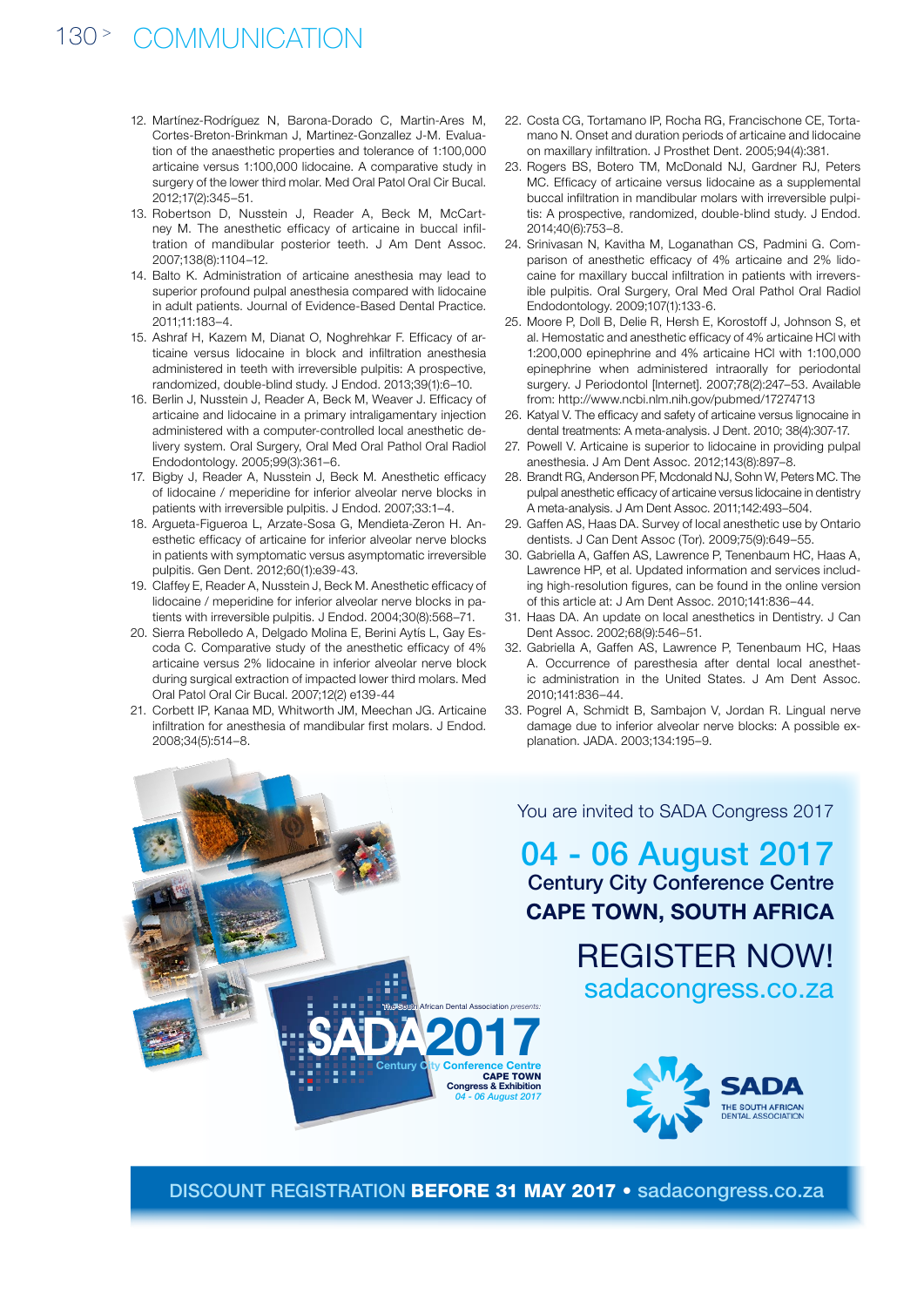12. Martínez-Rodríguez N, Barona-Dorado C, Martin-Ares M, Cortes-Breton-Brinkman J, Martinez-Gonzallez J-M. Evaluation of the anaesthetic properties and tolerance of 1:100,000 articaine versus 1:100,000 lidocaine. A comparative study in surgery of the lower third molar. Med Oral Patol Oral Cir Bucal. 2012;17(2):345–51.
13. Robertson D, Nusstein J, Reader A, Beck M, McCartney M. The anesthetic efficacy of articaine in buccal infiltration of mandibular posterior teeth. J Am Dent Assoc. 2007;138(8):1104–12.
14. Balto K. Administration of articaine anesthesia may lead to superior profound pulpal anesthesia compared with lidocaine in adult patients. Journal of Evidence-Based Dental Practice. 2011;11:183–4.
15. Ashraf H, Kazem M, Dianat O, Noghrehkar F. Efficacy of articaine versus lidocaine in block and infiltration anesthesia administered in teeth with irreversible pulpitis: A prospective, randomized, double-blind study. J Endod. 2013;39(1):6–10.
16. Berlin J, Nusstein J, Reader A, Beck M, Weaver J. Efficacy of articaine and lidocaine in a primary intraligamentary injection administered with a computer-controlled local anesthetic delivery system. Oral Surgery, Oral Med Oral Pathol Oral Radiol Endodontology. 2005;99(3):361–6.
17. Bigby J, Reader A, Nusstein J, Beck M. Anesthetic efficacy of lidocaine / meperidine for inferior alveolar nerve blocks in patients with irreversible pulpitis. J Endod. 2007;33:1–4.
18. Argueta-Figueroa L, Arzate-Sosa G, Mendieta-Zeron H. Anesthetic efficacy of articaine for inferior alveolar nerve blocks in patients with symptomatic versus asymptomatic irreversible pulpitis. Gen Dent. 2012;60(1):e39-43.
19. Claffey E, Reader A, Nusstein J, Beck M. Anesthetic efficacy of lidocaine / meperidine for inferior alveolar nerve blocks in patients with irreversible pulpitis. J Endod. 2004;30(8):568–71.
20. Sierra Rebolledo A, Delgado Molina E, Berini Aytís L, Gay Escoda C. Comparative study of the anesthetic efficacy of 4% articaine versus 2% lidocaine in inferior alveolar nerve block during surgical extraction of impacted lower third molars. Med Oral Patol Oral Cir Bucal. 2007;12(2) e139-44
21. Corbett IP, Kanaa MD, Whitworth JM, Meechan JG. Articaine infiltration for anesthesia of mandibular first molars. J Endod. 2008;34(5):514–8.
22. Costa CG, Tortamano IP, Rocha RG, Francischone CE, Tortamano N. Onset and duration periods of articaine and lidocaine on maxillary infiltration. J Prosthet Dent. 2005;94(4):381.
23. Rogers BS, Botero TM, McDonald NJ, Gardner RJ, Peters MC. Efficacy of articaine versus lidocaine as a supplemental buccal infiltration in mandibular molars with irreversible pulpitis: A prospective, randomized, double-blind study. J Endod. 2014;40(6):753–8.
24. Srinivasan N, Kavitha M, Loganathan CS, Padmini G. Comparison of anesthetic efficacy of 4% articaine and 2% lidocaine for maxillary buccal infiltration in patients with irreversible pulpitis. Oral Surgery, Oral Med Oral Pathol Oral Radiol Endodontology. 2009;107(1):133-6.
25. Moore P, Doll B, Delie R, Hersh E, Korostoff J, Johnson S, et al. Hemostatic and anesthetic efficacy of 4% articaine HCl with 1:200,000 epinephrine and 4% articaine HCl with 1:100,000 epinephrine when administered intraorally for periodontal surgery. J Periodontol [Internet]. 2007;78(2):247–53. Available from: http://www.ncbi.nlm.nih.gov/pubmed/17274713
26. Katyal V. The efficacy and safety of articaine versus lignocaine in dental treatments: A meta-analysis. J Dent. 2010; 38(4):307-17.
27. Powell V. Articaine is superior to lidocaine in providing pulpal anesthesia. J Am Dent Assoc. 2012;143(8):897–8.
28. Brandt RG, Anderson PF, Mcdonald NJ, Sohn W, Peters MC. The pulpal anesthetic efficacy of articaine versus lidocaine in dentistry A meta-analysis. J Am Dent Assoc. 2011;142:493–504.
29. Gaffen AS, Haas DA. Survey of local anesthetic use by Ontario dentists. J Can Dent Assoc (Tor). 2009;75(9):649–55.
30. Gabriella A, Gaffen AS, Lawrence P, Tenenbaum HC, Haas A, Lawrence HP, et al. Updated information and services including high-resolution figures, can be found in the online version of this article at: J Am Dent Assoc. 2010;141:836–44.
31. Haas DA. An update on local anesthetics in Dentistry. J Can Dent Assoc. 2002;68(9):546–51.
32. Gabriella A, Gaffen AS, Lawrence P, Tenenbaum HC, Haas A. Occurrence of paresthesia after dental local anesthetic administration in the United States. J Am Dent Assoc. 2010;141:836–44.
33. Pogrel A, Schmidt B, Sambajon V, Jordan R. Lingual nerve damage due to inferior alveolar nerve blocks: A possible explanation. JADA. 2003;134:195–9.

You are invited to SADA Congress 2017

**04 - 06 August 2017**

**Century City Conference Centre**

**CAPE TOWN, SOUTH AFRICA**

REGISTER NOW!

sadacongress.co.za

The South African Dental Association *presents:*

**SADA2017**

Century City Conference Centre
CAPE TOWN
Congress & Exhibition
*04 - 06 August 2017*

**SADA** THE SOUTH AFRICAN DENTAL ASSOCIATION

DISCOUNT REGISTRATION **BEFORE 31 MAY 2017** • sadacongress.co.za